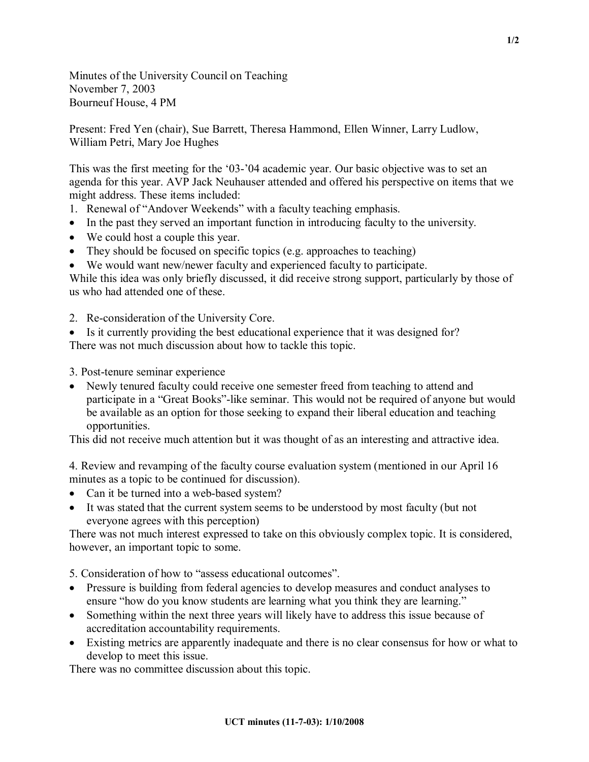Minutes of the University Council on Teaching
November 7, 2003
Bourneuf House, 4 PM

Present: Fred Yen (chair), Sue Barrett, Theresa Hammond, Ellen Winner, Larry Ludlow, William Petri, Mary Joe Hughes

This was the first meeting for the '03-'04 academic year. Our basic objective was to set an agenda for this year. AVP Jack Neuhauser attended and offered his perspective on items that we might address. These items included:

1. Renewal of "Andover Weekends" with a faculty teaching emphasis.

- In the past they served an important function in introducing faculty to the university.
- We could host a couple this year.
- They should be focused on specific topics (e.g. approaches to teaching)
- We would want new/newer faculty and experienced faculty to participate.

While this idea was only briefly discussed, it did receive strong support, particularly by those of us who had attended one of these.

2. Re-consideration of the University Core.

- Is it currently providing the best educational experience that it was designed for?

There was not much discussion about how to tackle this topic.

3. Post-tenure seminar experience

- Newly tenured faculty could receive one semester freed from teaching to attend and participate in a "Great Books"-like seminar. This would not be required of anyone but would be available as an option for those seeking to expand their liberal education and teaching opportunities.

This did not receive much attention but it was thought of as an interesting and attractive idea.

4. Review and revamping of the faculty course evaluation system (mentioned in our April 16 minutes as a topic to be continued for discussion).

- Can it be turned into a web-based system?
- It was stated that the current system seems to be understood by most faculty (but not everyone agrees with this perception)

There was not much interest expressed to take on this obviously complex topic. It is considered, however, an important topic to some.

5. Consideration of how to "assess educational outcomes".

- Pressure is building from federal agencies to develop measures and conduct analyses to ensure "how do you know students are learning what you think they are learning."
- Something within the next three years will likely have to address this issue because of accreditation accountability requirements.
- Existing metrics are apparently inadequate and there is no clear consensus for how or what to develop to meet this issue.

There was no committee discussion about this topic.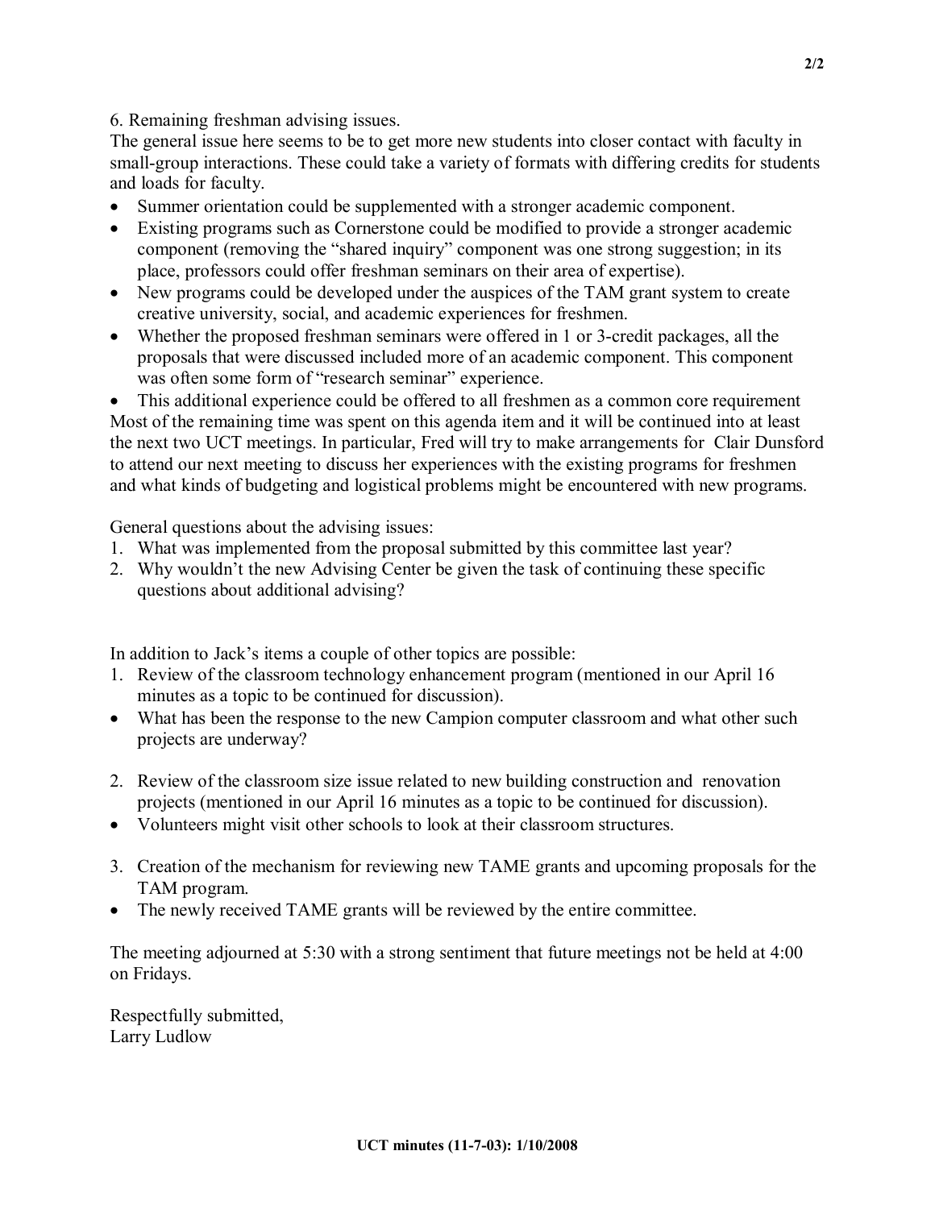6. Remaining freshman advising issues.

The general issue here seems to be to get more new students into closer contact with faculty in small-group interactions. These could take a variety of formats with differing credits for students and loads for faculty.

- Summer orientation could be supplemented with a stronger academic component.
- Existing programs such as Cornerstone could be modified to provide a stronger academic component (removing the "shared inquiry" component was one strong suggestion; in its place, professors could offer freshman seminars on their area of expertise).
- New programs could be developed under the auspices of the TAM grant system to create creative university, social, and academic experiences for freshmen.
- Whether the proposed freshman seminars were offered in 1 or 3-credit packages, all the proposals that were discussed included more of an academic component. This component was often some form of "research seminar" experience.
- This additional experience could be offered to all freshmen as a common core requirement

Most of the remaining time was spent on this agenda item and it will be continued into at least the next two UCT meetings. In particular, Fred will try to make arrangements for Clair Dunsford to attend our next meeting to discuss her experiences with the existing programs for freshmen and what kinds of budgeting and logistical problems might be encountered with new programs.

General questions about the advising issues:

1. What was implemented from the proposal submitted by this committee last year?
2. Why wouldn't the new Advising Center be given the task of continuing these specific questions about additional advising?

In addition to Jack's items a couple of other topics are possible:

1. Review of the classroom technology enhancement program (mentioned in our April 16 minutes as a topic to be continued for discussion).
   - What has been the response to the new Campion computer classroom and what other such projects are underway?

2. Review of the classroom size issue related to new building construction and renovation projects (mentioned in our April 16 minutes as a topic to be continued for discussion).
   - Volunteers might visit other schools to look at their classroom structures.

3. Creation of the mechanism for reviewing new TAME grants and upcoming proposals for the TAM program.
   - The newly received TAME grants will be reviewed by the entire committee.

The meeting adjourned at 5:30 with a strong sentiment that future meetings not be held at 4:00 on Fridays.

Respectfully submitted,
Larry Ludlow